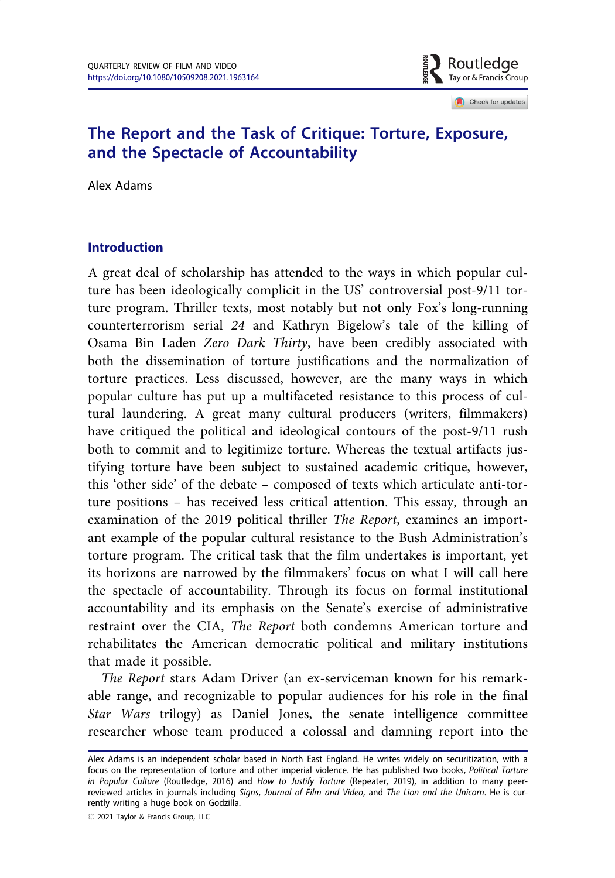# The Report and the Task of Critique: Torture, Exposure, and the Spectacle of Accountability

Alex Adams

## Introduction

A great deal of scholarship has attended to the ways in which popular culture has been ideologically complicit in the US' controversial post-9/11 torture program. Thriller texts, most notably but not only Fox's long-running counterterrorism serial *24* and Kathryn Bigelow's tale of the killing of Osama Bin Laden *Zero Dark Thirty*, have been credibly associated with both the dissemination of torture justifications and the normalization of torture practices. Less discussed, however, are the many ways in which popular culture has put up a multifaceted resistance to this process of cultural laundering. A great many cultural producers (writers, filmmakers) have critiqued the political and ideological contours of the post-9/11 rush both to commit and to legitimize torture. Whereas the textual artifacts justifying torture have been subject to sustained academic critique, however, this 'other side' of the debate – composed of texts which articulate anti-torture positions – has received less critical attention. This essay, through an examination of the 2019 political thriller *The Report*, examines an important example of the popular cultural resistance to the Bush Administration's torture program. The critical task that the film undertakes is important, yet its horizons are narrowed by the filmmakers' focus on what I will call here the spectacle of accountability. Through its focus on formal institutional accountability and its emphasis on the Senate's exercise of administrative restraint over the CIA, *The Report* both condemns American torture and rehabilitates the American democratic political and military institutions that made it possible.

*The Report* stars Adam Driver (an ex-serviceman known for his remarkable range, and recognizable to popular audiences for his role in the final *Star Wars* trilogy) as Daniel Jones, the senate intelligence committee researcher whose team produced a colossal and damning report into the

---

Alex Adams is an independent scholar based in North East England. He writes widely on securitization, with a focus on the representation of torture and other imperial violence. He has published two books, *Political Torture in Popular Culture* (Routledge, 2016) and *How to Justify Torture* (Repeater, 2019), in addition to many peer-reviewed articles in journals including *Signs*, *Journal of Film and Video*, and *The Lion and the Unicorn*. He is currently writing a huge book on Godzilla.

© 2021 Taylor & Francis Group, LLC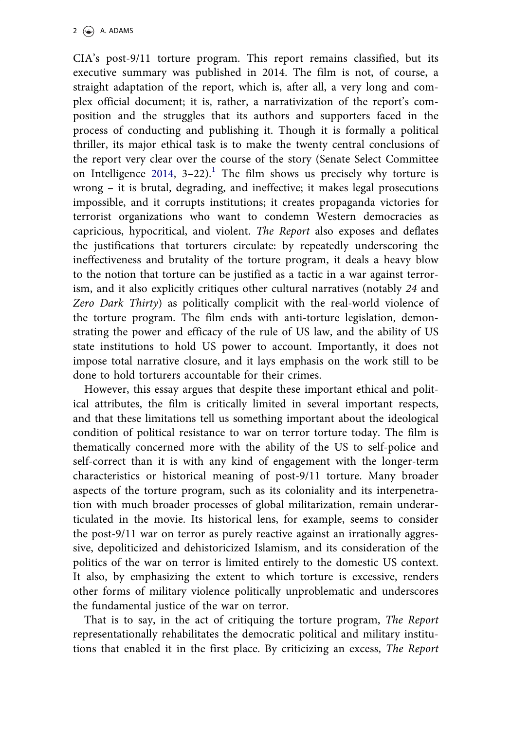CIA's post-9/11 torture program. This report remains classified, but its executive summary was published in 2014. The film is not, of course, a straight adaptation of the report, which is, after all, a very long and complex official document; it is, rather, a narrativization of the report's composition and the struggles that its authors and supporters faced in the process of conducting and publishing it. Though it is formally a political thriller, its major ethical task is to make the twenty central conclusions of the report very clear over the course of the story (Senate Select Committee on Intelligence 2014, 3–22).[1] The film shows us precisely why torture is wrong – it is brutal, degrading, and ineffective; it makes legal prosecutions impossible, and it corrupts institutions; it creates propaganda victories for terrorist organizations who want to condemn Western democracies as capricious, hypocritical, and violent. *The Report* also exposes and deflates the justifications that torturers circulate: by repeatedly underscoring the ineffectiveness and brutality of the torture program, it deals a heavy blow to the notion that torture can be justified as a tactic in a war against terrorism, and it also explicitly critiques other cultural narratives (notably *24* and *Zero Dark Thirty*) as politically complicit with the real-world violence of the torture program. The film ends with anti-torture legislation, demonstrating the power and efficacy of the rule of US law, and the ability of US state institutions to hold US power to account. Importantly, it does not impose total narrative closure, and it lays emphasis on the work still to be done to hold torturers accountable for their crimes.

However, this essay argues that despite these important ethical and political attributes, the film is critically limited in several important respects, and that these limitations tell us something important about the ideological condition of political resistance to war on terror torture today. The film is thematically concerned more with the ability of the US to self-police and self-correct than it is with any kind of engagement with the longer-term characteristics or historical meaning of post-9/11 torture. Many broader aspects of the torture program, such as its coloniality and its interpenetration with much broader processes of global militarization, remain underarticulated in the movie. Its historical lens, for example, seems to consider the post-9/11 war on terror as purely reactive against an irrationally aggressive, depoliticized and dehistoricized Islamism, and its consideration of the politics of the war on terror is limited entirely to the domestic US context. It also, by emphasizing the extent to which torture is excessive, renders other forms of military violence politically unproblematic and underscores the fundamental justice of the war on terror.

That is to say, in the act of critiquing the torture program, *The Report* representationally rehabilitates the democratic political and military institutions that enabled it in the first place. By criticizing an excess, *The Report*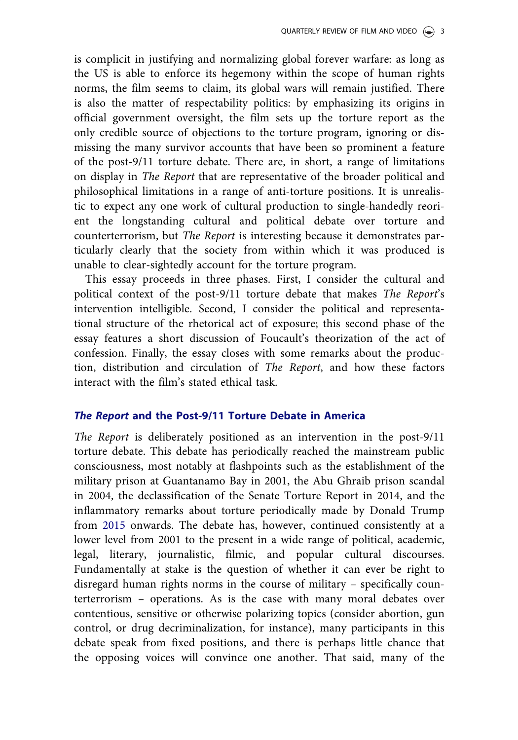is complicit in justifying and normalizing global forever warfare: as long as the US is able to enforce its hegemony within the scope of human rights norms, the film seems to claim, its global wars will remain justified. There is also the matter of respectability politics: by emphasizing its origins in official government oversight, the film sets up the torture report as the only credible source of objections to the torture program, ignoring or dismissing the many survivor accounts that have been so prominent a feature of the post-9/11 torture debate. There are, in short, a range of limitations on display in *The Report* that are representative of the broader political and philosophical limitations in a range of anti-torture positions. It is unrealistic to expect any one work of cultural production to single-handedly reorient the longstanding cultural and political debate over torture and counterterrorism, but *The Report* is interesting because it demonstrates particularly clearly that the society from within which it was produced is unable to clear-sightedly account for the torture program.

This essay proceeds in three phases. First, I consider the cultural and political context of the post-9/11 torture debate that makes *The Report*'s intervention intelligible. Second, I consider the political and representational structure of the rhetorical act of exposure; this second phase of the essay features a short discussion of Foucault's theorization of the act of confession. Finally, the essay closes with some remarks about the production, distribution and circulation of *The Report*, and how these factors interact with the film's stated ethical task.

## *The Report* and the Post-9/11 Torture Debate in America

*The Report* is deliberately positioned as an intervention in the post-9/11 torture debate. This debate has periodically reached the mainstream public consciousness, most notably at flashpoints such as the establishment of the military prison at Guantanamo Bay in 2001, the Abu Ghraib prison scandal in 2004, the declassification of the Senate Torture Report in 2014, and the inflammatory remarks about torture periodically made by Donald Trump from 2015 onwards. The debate has, however, continued consistently at a lower level from 2001 to the present in a wide range of political, academic, legal, literary, journalistic, filmic, and popular cultural discourses. Fundamentally at stake is the question of whether it can ever be right to disregard human rights norms in the course of military – specifically counterterrorism – operations. As is the case with many moral debates over contentious, sensitive or otherwise polarizing topics (consider abortion, gun control, or drug decriminalization, for instance), many participants in this debate speak from fixed positions, and there is perhaps little chance that the opposing voices will convince one another. That said, many of the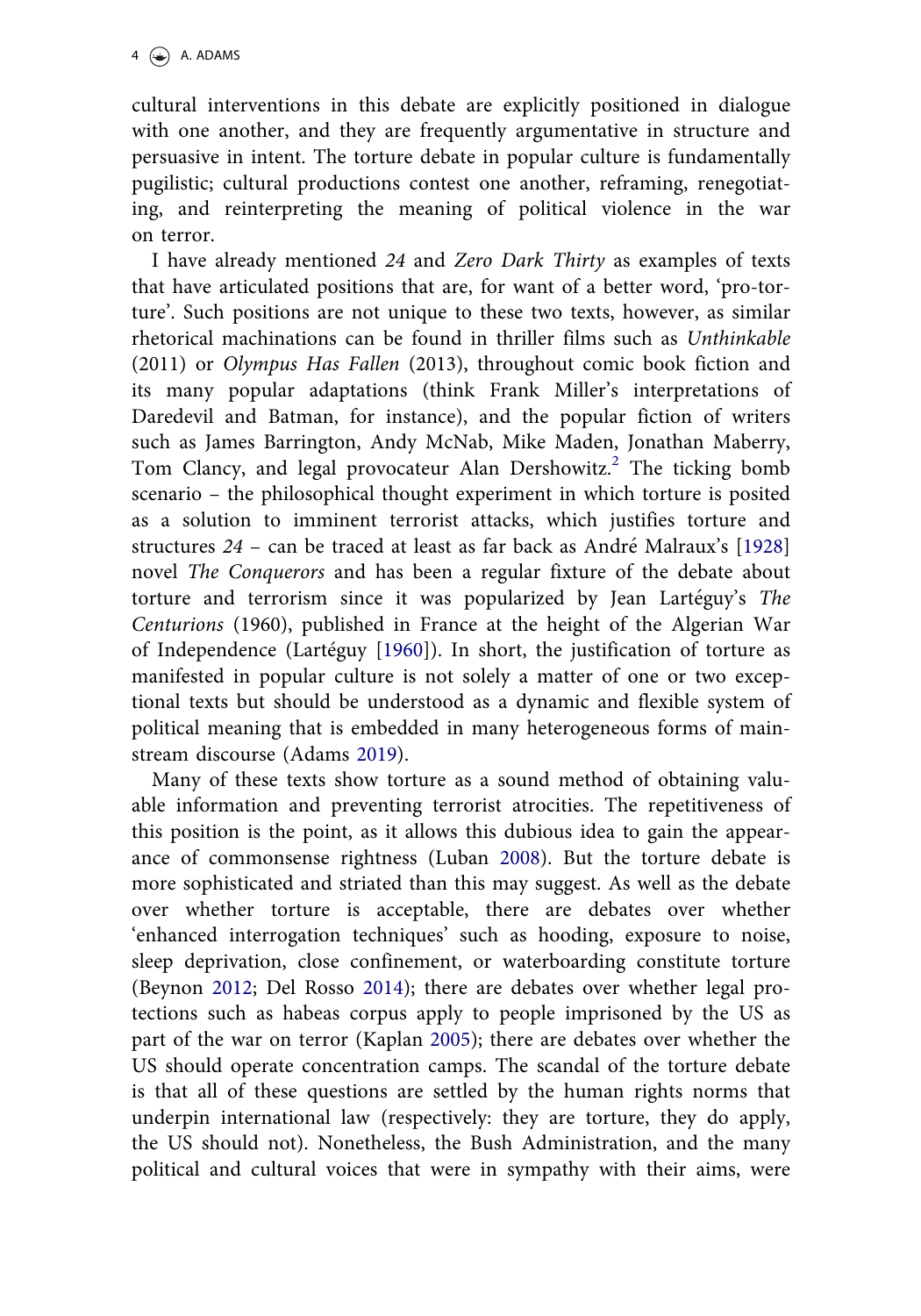cultural interventions in this debate are explicitly positioned in dialogue with one another, and they are frequently argumentative in structure and persuasive in intent. The torture debate in popular culture is fundamentally pugilistic; cultural productions contest one another, reframing, renegotiating, and reinterpreting the meaning of political violence in the war on terror.

I have already mentioned *24* and *Zero Dark Thirty* as examples of texts that have articulated positions that are, for want of a better word, 'pro-torture'. Such positions are not unique to these two texts, however, as similar rhetorical machinations can be found in thriller films such as *Unthinkable* (2011) or *Olympus Has Fallen* (2013), throughout comic book fiction and its many popular adaptations (think Frank Miller's interpretations of Daredevil and Batman, for instance), and the popular fiction of writers such as James Barrington, Andy McNab, Mike Maden, Jonathan Maberry, Tom Clancy, and legal provocateur Alan Dershowitz.[2] The ticking bomb scenario – the philosophical thought experiment in which torture is posited as a solution to imminent terrorist attacks, which justifies torture and structures *24* – can be traced at least as far back as André Malraux's [1928] novel *The Conquerors* and has been a regular fixture of the debate about torture and terrorism since it was popularized by Jean Lartéguy's *The Centurions* (1960), published in France at the height of the Algerian War of Independence (Lartéguy [1960]). In short, the justification of torture as manifested in popular culture is not solely a matter of one or two exceptional texts but should be understood as a dynamic and flexible system of political meaning that is embedded in many heterogeneous forms of mainstream discourse (Adams 2019).

Many of these texts show torture as a sound method of obtaining valuable information and preventing terrorist atrocities. The repetitiveness of this position is the point, as it allows this dubious idea to gain the appearance of commonsense rightness (Luban 2008). But the torture debate is more sophisticated and striated than this may suggest. As well as the debate over whether torture is acceptable, there are debates over whether 'enhanced interrogation techniques' such as hooding, exposure to noise, sleep deprivation, close confinement, or waterboarding constitute torture (Beynon 2012; Del Rosso 2014); there are debates over whether legal protections such as habeas corpus apply to people imprisoned by the US as part of the war on terror (Kaplan 2005); there are debates over whether the US should operate concentration camps. The scandal of the torture debate is that all of these questions are settled by the human rights norms that underpin international law (respectively: they are torture, they do apply, the US should not). Nonetheless, the Bush Administration, and the many political and cultural voices that were in sympathy with their aims, were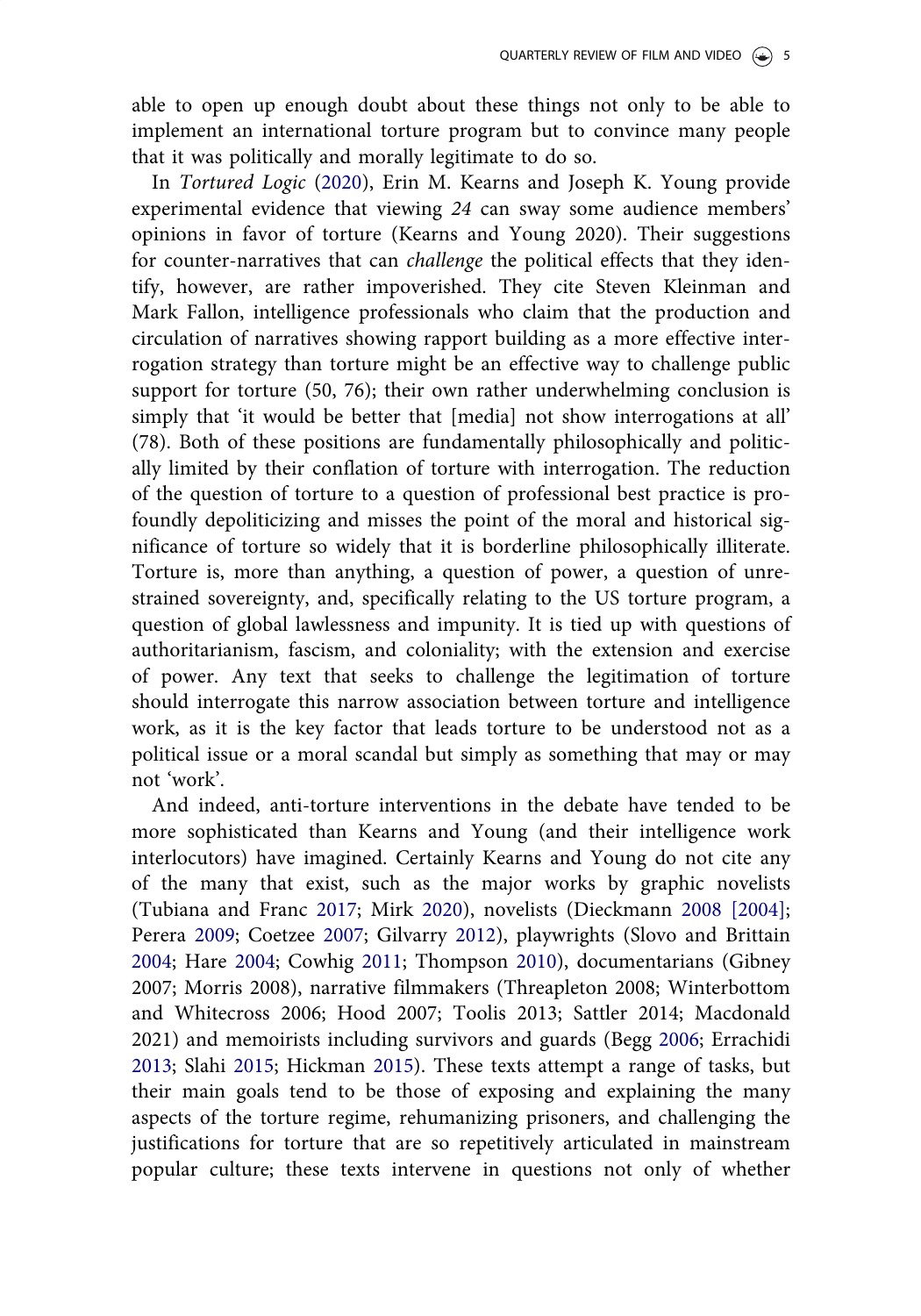able to open up enough doubt about these things not only to be able to implement an international torture program but to convince many people that it was politically and morally legitimate to do so.

In *Tortured Logic* (2020), Erin M. Kearns and Joseph K. Young provide experimental evidence that viewing *24* can sway some audience members' opinions in favor of torture (Kearns and Young 2020). Their suggestions for counter-narratives that can *challenge* the political effects that they identify, however, are rather impoverished. They cite Steven Kleinman and Mark Fallon, intelligence professionals who claim that the production and circulation of narratives showing rapport building as a more effective interrogation strategy than torture might be an effective way to challenge public support for torture (50, 76); their own rather underwhelming conclusion is simply that 'it would be better that [media] not show interrogations at all' (78). Both of these positions are fundamentally philosophically and politically limited by their conflation of torture with interrogation. The reduction of the question of torture to a question of professional best practice is profoundly depoliticizing and misses the point of the moral and historical significance of torture so widely that it is borderline philosophically illiterate. Torture is, more than anything, a question of power, a question of unrestrained sovereignty, and, specifically relating to the US torture program, a question of global lawlessness and impunity. It is tied up with questions of authoritarianism, fascism, and coloniality; with the extension and exercise of power. Any text that seeks to challenge the legitimation of torture should interrogate this narrow association between torture and intelligence work, as it is the key factor that leads torture to be understood not as a political issue or a moral scandal but simply as something that may or may not 'work'.

And indeed, anti-torture interventions in the debate have tended to be more sophisticated than Kearns and Young (and their intelligence work interlocutors) have imagined. Certainly Kearns and Young do not cite any of the many that exist, such as the major works by graphic novelists (Tubiana and Franc 2017; Mirk 2020), novelists (Dieckmann 2008 [2004]; Perera 2009; Coetzee 2007; Gilvarry 2012), playwrights (Slovo and Brittain 2004; Hare 2004; Cowhig 2011; Thompson 2010), documentarians (Gibney 2007; Morris 2008), narrative filmmakers (Threapleton 2008; Winterbottom and Whitecross 2006; Hood 2007; Toolis 2013; Sattler 2014; Macdonald 2021) and memoirists including survivors and guards (Begg 2006; Errachidi 2013; Slahi 2015; Hickman 2015). These texts attempt a range of tasks, but their main goals tend to be those of exposing and explaining the many aspects of the torture regime, rehumanizing prisoners, and challenging the justifications for torture that are so repetitively articulated in mainstream popular culture; these texts intervene in questions not only of whether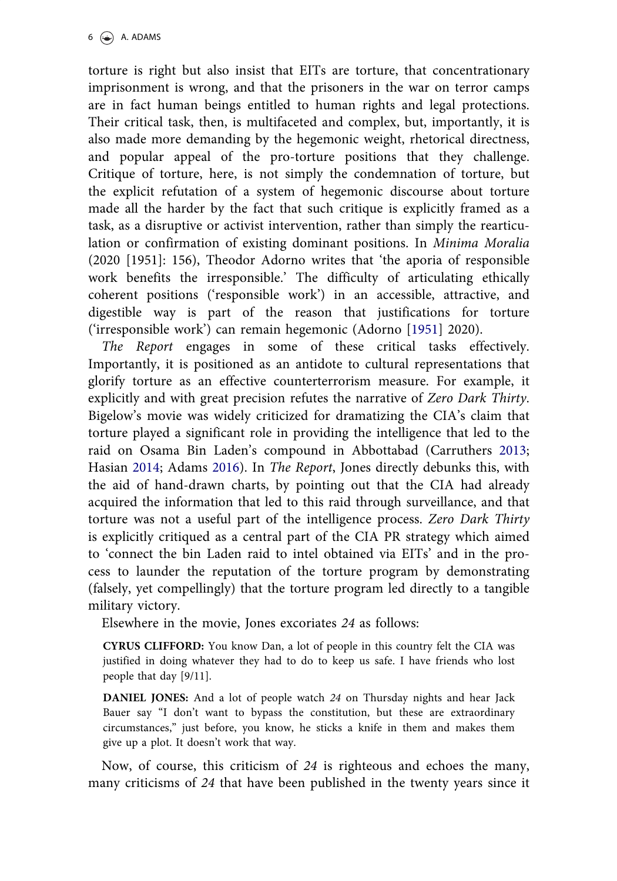torture is right but also insist that EITs are torture, that concentrationary imprisonment is wrong, and that the prisoners in the war on terror camps are in fact human beings entitled to human rights and legal protections. Their critical task, then, is multifaceted and complex, but, importantly, it is also made more demanding by the hegemonic weight, rhetorical directness, and popular appeal of the pro-torture positions that they challenge. Critique of torture, here, is not simply the condemnation of torture, but the explicit refutation of a system of hegemonic discourse about torture made all the harder by the fact that such critique is explicitly framed as a task, as a disruptive or activist intervention, rather than simply the rearticulation or confirmation of existing dominant positions. In *Minima Moralia* (2020 [1951]: 156), Theodor Adorno writes that 'the aporia of responsible work benefits the irresponsible.' The difficulty of articulating ethically coherent positions ('responsible work') in an accessible, attractive, and digestible way is part of the reason that justifications for torture ('irresponsible work') can remain hegemonic (Adorno [1951] 2020).

*The Report* engages in some of these critical tasks effectively. Importantly, it is positioned as an antidote to cultural representations that glorify torture as an effective counterterrorism measure. For example, it explicitly and with great precision refutes the narrative of *Zero Dark Thirty*. Bigelow's movie was widely criticized for dramatizing the CIA's claim that torture played a significant role in providing the intelligence that led to the raid on Osama Bin Laden's compound in Abbottabad (Carruthers 2013; Hasian 2014; Adams 2016). In *The Report*, Jones directly debunks this, with the aid of hand-drawn charts, by pointing out that the CIA had already acquired the information that led to this raid through surveillance, and that torture was not a useful part of the intelligence process. *Zero Dark Thirty* is explicitly critiqued as a central part of the CIA PR strategy which aimed to 'connect the bin Laden raid to intel obtained via EITs' and in the process to launder the reputation of the torture program by demonstrating (falsely, yet compellingly) that the torture program led directly to a tangible military victory.

Elsewhere in the movie, Jones excoriates *24* as follows:

> **CYRUS CLIFFORD:** You know Dan, a lot of people in this country felt the CIA was justified in doing whatever they had to do to keep us safe. I have friends who lost people that day [9/11].
>
> **DANIEL JONES:** And a lot of people watch *24* on Thursday nights and hear Jack Bauer say "I don't want to bypass the constitution, but these are extraordinary circumstances," just before, you know, he sticks a knife in them and makes them give up a plot. It doesn't work that way.

Now, of course, this criticism of *24* is righteous and echoes the many, many criticisms of *24* that have been published in the twenty years since it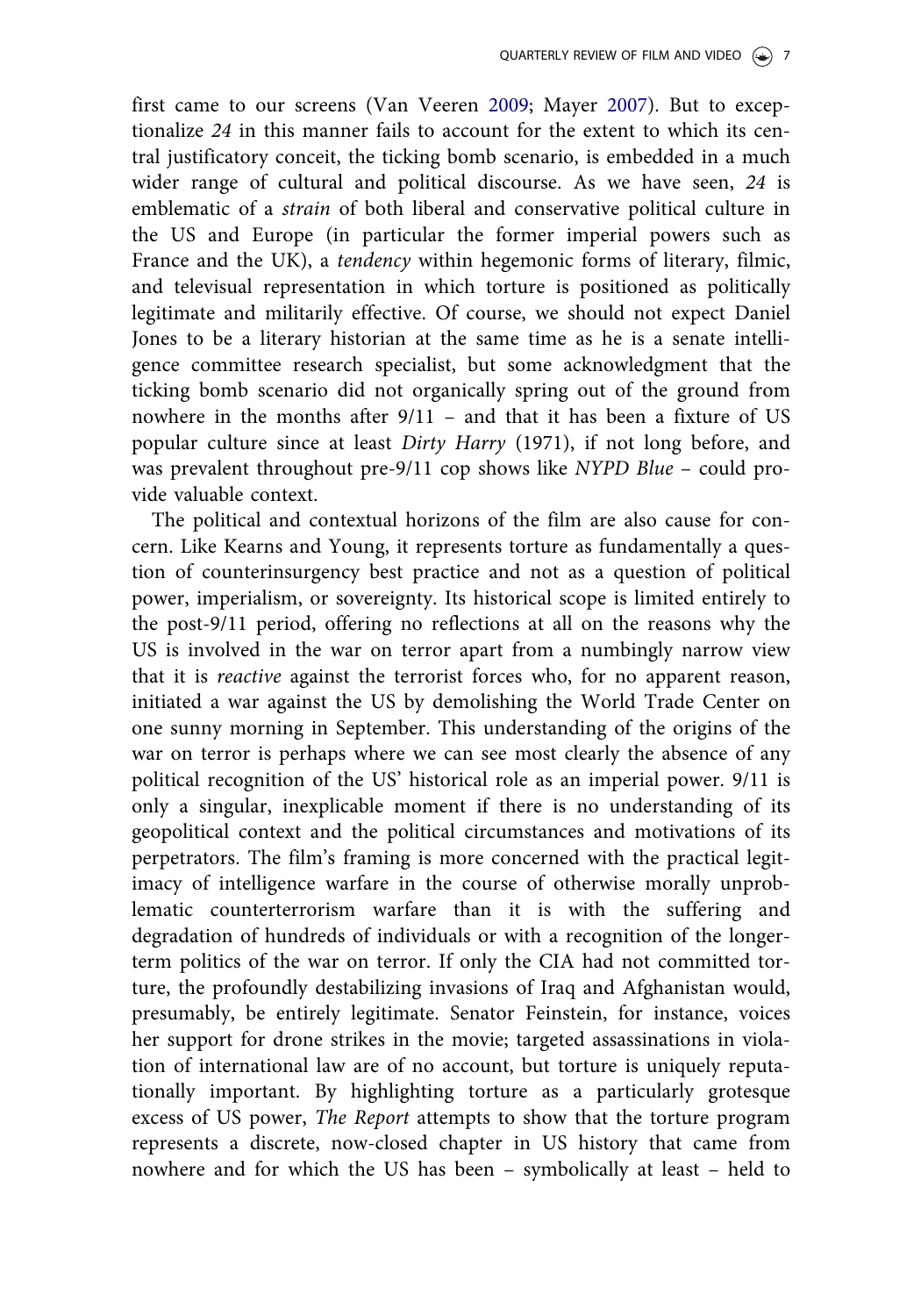first came to our screens (Van Veeren 2009; Mayer 2007). But to exceptionalize *24* in this manner fails to account for the extent to which its central justificatory conceit, the ticking bomb scenario, is embedded in a much wider range of cultural and political discourse. As we have seen, *24* is emblematic of a *strain* of both liberal and conservative political culture in the US and Europe (in particular the former imperial powers such as France and the UK), a *tendency* within hegemonic forms of literary, filmic, and televisual representation in which torture is positioned as politically legitimate and militarily effective. Of course, we should not expect Daniel Jones to be a literary historian at the same time as he is a senate intelligence committee research specialist, but some acknowledgment that the ticking bomb scenario did not organically spring out of the ground from nowhere in the months after 9/11 – and that it has been a fixture of US popular culture since at least *Dirty Harry* (1971), if not long before, and was prevalent throughout pre-9/11 cop shows like *NYPD Blue* – could provide valuable context.

The political and contextual horizons of the film are also cause for concern. Like Kearns and Young, it represents torture as fundamentally a question of counterinsurgency best practice and not as a question of political power, imperialism, or sovereignty. Its historical scope is limited entirely to the post-9/11 period, offering no reflections at all on the reasons why the US is involved in the war on terror apart from a numbingly narrow view that it is *reactive* against the terrorist forces who, for no apparent reason, initiated a war against the US by demolishing the World Trade Center on one sunny morning in September. This understanding of the origins of the war on terror is perhaps where we can see most clearly the absence of any political recognition of the US' historical role as an imperial power. 9/11 is only a singular, inexplicable moment if there is no understanding of its geopolitical context and the political circumstances and motivations of its perpetrators. The film's framing is more concerned with the practical legitimacy of intelligence warfare in the course of otherwise morally unproblematic counterterrorism warfare than it is with the suffering and degradation of hundreds of individuals or with a recognition of the longer-term politics of the war on terror. If only the CIA had not committed torture, the profoundly destabilizing invasions of Iraq and Afghanistan would, presumably, be entirely legitimate. Senator Feinstein, for instance, voices her support for drone strikes in the movie; targeted assassinations in violation of international law are of no account, but torture is uniquely reputationally important. By highlighting torture as a particularly grotesque excess of US power, *The Report* attempts to show that the torture program represents a discrete, now-closed chapter in US history that came from nowhere and for which the US has been – symbolically at least – held to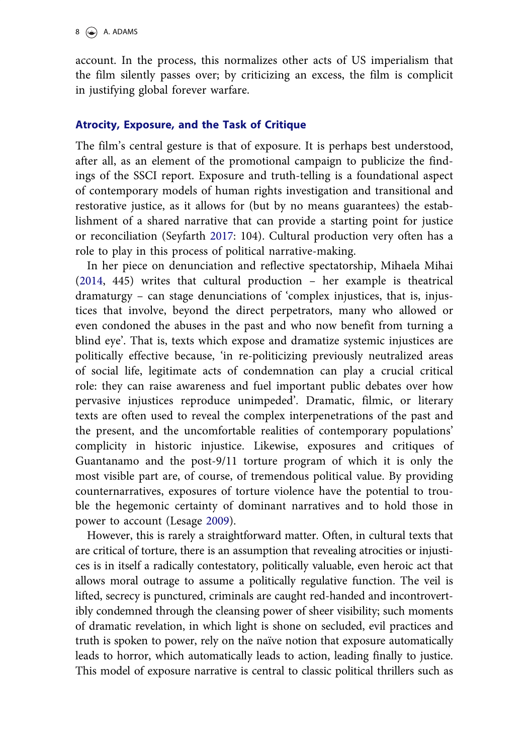account. In the process, this normalizes other acts of US imperialism that the film silently passes over; by criticizing an excess, the film is complicit in justifying global forever warfare.

## Atrocity, Exposure, and the Task of Critique

The film's central gesture is that of exposure. It is perhaps best understood, after all, as an element of the promotional campaign to publicize the findings of the SSCI report. Exposure and truth-telling is a foundational aspect of contemporary models of human rights investigation and transitional and restorative justice, as it allows for (but by no means guarantees) the establishment of a shared narrative that can provide a starting point for justice or reconciliation (Seyfarth 2017: 104). Cultural production very often has a role to play in this process of political narrative-making.

In her piece on denunciation and reflective spectatorship, Mihaela Mihai (2014, 445) writes that cultural production – her example is theatrical dramaturgy – can stage denunciations of 'complex injustices, that is, injustices that involve, beyond the direct perpetrators, many who allowed or even condoned the abuses in the past and who now benefit from turning a blind eye'. That is, texts which expose and dramatize systemic injustices are politically effective because, 'in re-politicizing previously neutralized areas of social life, legitimate acts of condemnation can play a crucial critical role: they can raise awareness and fuel important public debates over how pervasive injustices reproduce unimpeded'. Dramatic, filmic, or literary texts are often used to reveal the complex interpenetrations of the past and the present, and the uncomfortable realities of contemporary populations' complicity in historic injustice. Likewise, exposures and critiques of Guantanamo and the post-9/11 torture program of which it is only the most visible part are, of course, of tremendous political value. By providing counternarratives, exposures of torture violence have the potential to trouble the hegemonic certainty of dominant narratives and to hold those in power to account (Lesage 2009).

However, this is rarely a straightforward matter. Often, in cultural texts that are critical of torture, there is an assumption that revealing atrocities or injustices is in itself a radically contestatory, politically valuable, even heroic act that allows moral outrage to assume a politically regulative function. The veil is lifted, secrecy is punctured, criminals are caught red-handed and incontrovertibly condemned through the cleansing power of sheer visibility; such moments of dramatic revelation, in which light is shone on secluded, evil practices and truth is spoken to power, rely on the naïve notion that exposure automatically leads to horror, which automatically leads to action, leading finally to justice. This model of exposure narrative is central to classic political thrillers such as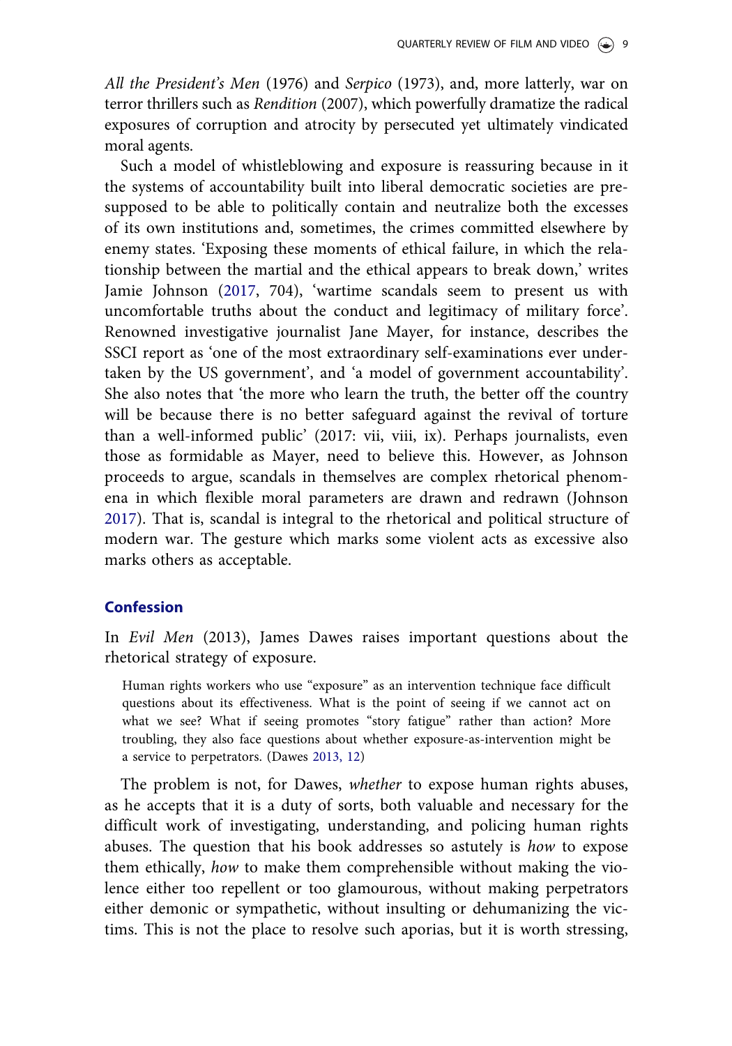*All the President's Men* (1976) and *Serpico* (1973), and, more latterly, war on terror thrillers such as *Rendition* (2007), which powerfully dramatize the radical exposures of corruption and atrocity by persecuted yet ultimately vindicated moral agents.

Such a model of whistleblowing and exposure is reassuring because in it the systems of accountability built into liberal democratic societies are presupposed to be able to politically contain and neutralize both the excesses of its own institutions and, sometimes, the crimes committed elsewhere by enemy states. 'Exposing these moments of ethical failure, in which the relationship between the martial and the ethical appears to break down,' writes Jamie Johnson (2017, 704), 'wartime scandals seem to present us with uncomfortable truths about the conduct and legitimacy of military force'. Renowned investigative journalist Jane Mayer, for instance, describes the SSCI report as 'one of the most extraordinary self-examinations ever undertaken by the US government', and 'a model of government accountability'. She also notes that 'the more who learn the truth, the better off the country will be because there is no better safeguard against the revival of torture than a well-informed public' (2017: vii, viii, ix). Perhaps journalists, even those as formidable as Mayer, need to believe this. However, as Johnson proceeds to argue, scandals in themselves are complex rhetorical phenomena in which flexible moral parameters are drawn and redrawn (Johnson 2017). That is, scandal is integral to the rhetorical and political structure of modern war. The gesture which marks some violent acts as excessive also marks others as acceptable.

## Confession

In *Evil Men* (2013), James Dawes raises important questions about the rhetorical strategy of exposure.

> Human rights workers who use "exposure" as an intervention technique face difficult questions about its effectiveness. What is the point of seeing if we cannot act on what we see? What if seeing promotes "story fatigue" rather than action? More troubling, they also face questions about whether exposure-as-intervention might be a service to perpetrators. (Dawes 2013, 12)

The problem is not, for Dawes, *whether* to expose human rights abuses, as he accepts that it is a duty of sorts, both valuable and necessary for the difficult work of investigating, understanding, and policing human rights abuses. The question that his book addresses so astutely is *how* to expose them ethically, *how* to make them comprehensible without making the violence either too repellent or too glamourous, without making perpetrators either demonic or sympathetic, without insulting or dehumanizing the victims. This is not the place to resolve such aporias, but it is worth stressing,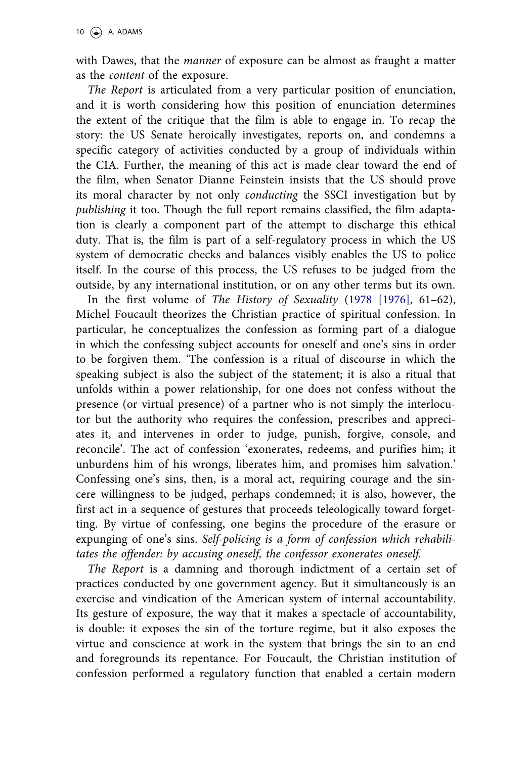with Dawes, that the *manner* of exposure can be almost as fraught a matter as the *content* of the exposure.

*The Report* is articulated from a very particular position of enunciation, and it is worth considering how this position of enunciation determines the extent of the critique that the film is able to engage in. To recap the story: the US Senate heroically investigates, reports on, and condemns a specific category of activities conducted by a group of individuals within the CIA. Further, the meaning of this act is made clear toward the end of the film, when Senator Dianne Feinstein insists that the US should prove its moral character by not only *conducting* the SSCI investigation but by *publishing* it too. Though the full report remains classified, the film adaptation is clearly a component part of the attempt to discharge this ethical duty. That is, the film is part of a self-regulatory process in which the US system of democratic checks and balances visibly enables the US to police itself. In the course of this process, the US refuses to be judged from the outside, by any international institution, or on any other terms but its own.

In the first volume of *The History of Sexuality* (1978 [1976], 61–62), Michel Foucault theorizes the Christian practice of spiritual confession. In particular, he conceptualizes the confession as forming part of a dialogue in which the confessing subject accounts for oneself and one's sins in order to be forgiven them. 'The confession is a ritual of discourse in which the speaking subject is also the subject of the statement; it is also a ritual that unfolds within a power relationship, for one does not confess without the presence (or virtual presence) of a partner who is not simply the interlocutor but the authority who requires the confession, prescribes and appreciates it, and intervenes in order to judge, punish, forgive, console, and reconcile'. The act of confession 'exonerates, redeems, and purifies him; it unburdens him of his wrongs, liberates him, and promises him salvation.' Confessing one's sins, then, is a moral act, requiring courage and the sincere willingness to be judged, perhaps condemned; it is also, however, the first act in a sequence of gestures that proceeds teleologically toward forgetting. By virtue of confessing, one begins the procedure of the erasure or expunging of one's sins. *Self-policing is a form of confession which rehabilitates the offender: by accusing oneself, the confessor exonerates oneself.*

*The Report* is a damning and thorough indictment of a certain set of practices conducted by one government agency. But it simultaneously is an exercise and vindication of the American system of internal accountability. Its gesture of exposure, the way that it makes a spectacle of accountability, is double: it exposes the sin of the torture regime, but it also exposes the virtue and conscience at work in the system that brings the sin to an end and foregrounds its repentance. For Foucault, the Christian institution of confession performed a regulatory function that enabled a certain modern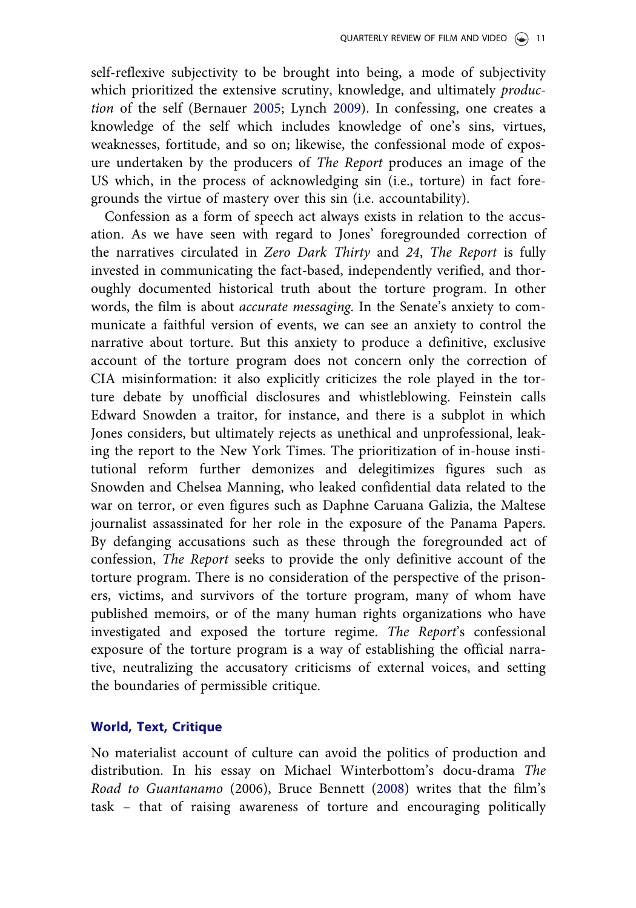self-reflexive subjectivity to be brought into being, a mode of subjectivity which prioritized the extensive scrutiny, knowledge, and ultimately *production* of the self (Bernauer 2005; Lynch 2009). In confessing, one creates a knowledge of the self which includes knowledge of one's sins, virtues, weaknesses, fortitude, and so on; likewise, the confessional mode of exposure undertaken by the producers of *The Report* produces an image of the US which, in the process of acknowledging sin (i.e., torture) in fact foregrounds the virtue of mastery over this sin (i.e. accountability).

Confession as a form of speech act always exists in relation to the accusation. As we have seen with regard to Jones' foregrounded correction of the narratives circulated in *Zero Dark Thirty* and *24*, *The Report* is fully invested in communicating the fact-based, independently verified, and thoroughly documented historical truth about the torture program. In other words, the film is about *accurate messaging*. In the Senate's anxiety to communicate a faithful version of events, we can see an anxiety to control the narrative about torture. But this anxiety to produce a definitive, exclusive account of the torture program does not concern only the correction of CIA misinformation: it also explicitly criticizes the role played in the torture debate by unofficial disclosures and whistleblowing. Feinstein calls Edward Snowden a traitor, for instance, and there is a subplot in which Jones considers, but ultimately rejects as unethical and unprofessional, leaking the report to the New York Times. The prioritization of in-house institutional reform further demonizes and delegitimizes figures such as Snowden and Chelsea Manning, who leaked confidential data related to the war on terror, or even figures such as Daphne Caruana Galizia, the Maltese journalist assassinated for her role in the exposure of the Panama Papers. By defanging accusations such as these through the foregrounded act of confession, *The Report* seeks to provide the only definitive account of the torture program. There is no consideration of the perspective of the prisoners, victims, and survivors of the torture program, many of whom have published memoirs, or of the many human rights organizations who have investigated and exposed the torture regime. *The Report*'s confessional exposure of the torture program is a way of establishing the official narrative, neutralizing the accusatory criticisms of external voices, and setting the boundaries of permissible critique.

## World, Text, Critique

No materialist account of culture can avoid the politics of production and distribution. In his essay on Michael Winterbottom's docu-drama *The Road to Guantanamo* (2006), Bruce Bennett (2008) writes that the film's task – that of raising awareness of torture and encouraging politically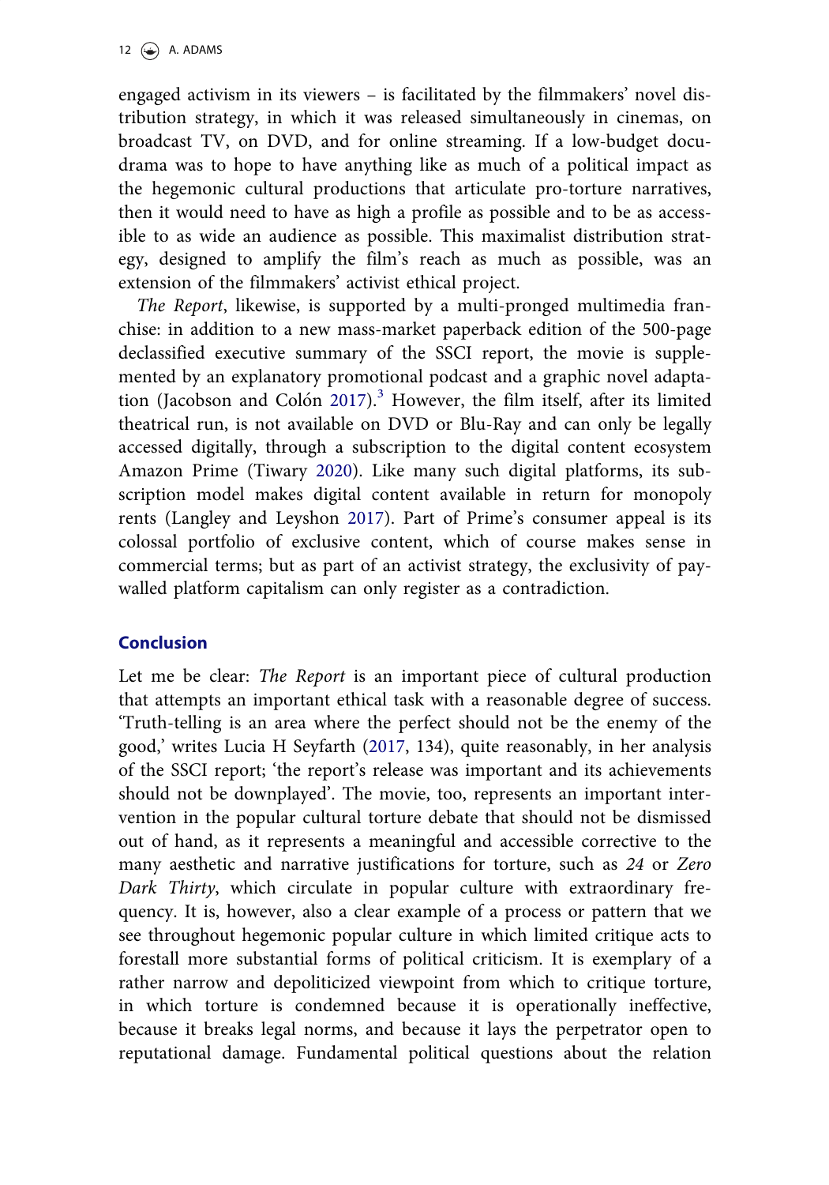engaged activism in its viewers – is facilitated by the filmmakers' novel distribution strategy, in which it was released simultaneously in cinemas, on broadcast TV, on DVD, and for online streaming. If a low-budget docudrama was to hope to have anything like as much of a political impact as the hegemonic cultural productions that articulate pro-torture narratives, then it would need to have as high a profile as possible and to be as accessible to as wide an audience as possible. This maximalist distribution strategy, designed to amplify the film's reach as much as possible, was an extension of the filmmakers' activist ethical project.

*The Report*, likewise, is supported by a multi-pronged multimedia franchise: in addition to a new mass-market paperback edition of the 500-page declassified executive summary of the SSCI report, the movie is supplemented by an explanatory promotional podcast and a graphic novel adaptation (Jacobson and Colón 2017).[3] However, the film itself, after its limited theatrical run, is not available on DVD or Blu-Ray and can only be legally accessed digitally, through a subscription to the digital content ecosystem Amazon Prime (Tiwary 2020). Like many such digital platforms, its subscription model makes digital content available in return for monopoly rents (Langley and Leyshon 2017). Part of Prime's consumer appeal is its colossal portfolio of exclusive content, which of course makes sense in commercial terms; but as part of an activist strategy, the exclusivity of paywalled platform capitalism can only register as a contradiction.

## Conclusion

Let me be clear: *The Report* is an important piece of cultural production that attempts an important ethical task with a reasonable degree of success. 'Truth-telling is an area where the perfect should not be the enemy of the good,' writes Lucia H Seyfarth (2017, 134), quite reasonably, in her analysis of the SSCI report; 'the report's release was important and its achievements should not be downplayed'. The movie, too, represents an important intervention in the popular cultural torture debate that should not be dismissed out of hand, as it represents a meaningful and accessible corrective to the many aesthetic and narrative justifications for torture, such as *24* or *Zero Dark Thirty*, which circulate in popular culture with extraordinary frequency. It is, however, also a clear example of a process or pattern that we see throughout hegemonic popular culture in which limited critique acts to forestall more substantial forms of political criticism. It is exemplary of a rather narrow and depoliticized viewpoint from which to critique torture, in which torture is condemned because it is operationally ineffective, because it breaks legal norms, and because it lays the perpetrator open to reputational damage. Fundamental political questions about the relation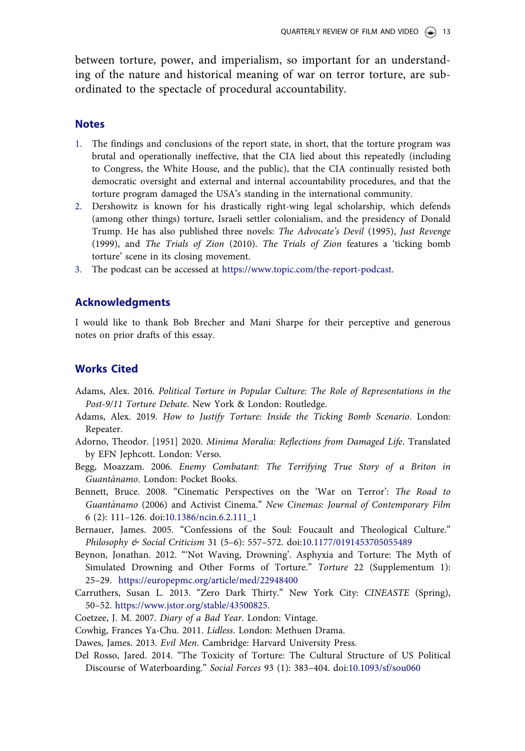between torture, power, and imperialism, so important for an understanding of the nature and historical meaning of war on terror torture, are subordinated to the spectacle of procedural accountability.

## Notes

1. The findings and conclusions of the report state, in short, that the torture program was brutal and operationally ineffective, that the CIA lied about this repeatedly (including to Congress, the White House, and the public), that the CIA continually resisted both democratic oversight and external and internal accountability procedures, and that the torture program damaged the USA's standing in the international community.
2. Dershowitz is known for his drastically right-wing legal scholarship, which defends (among other things) torture, Israeli settler colonialism, and the presidency of Donald Trump. He has also published three novels: *The Advocate's Devil* (1995), *Just Revenge* (1999), and *The Trials of Zion* (2010). *The Trials of Zion* features a 'ticking bomb torture' scene in its closing movement.
3. The podcast can be accessed at https://www.topic.com/the-report-podcast.

## Acknowledgments

I would like to thank Bob Brecher and Mani Sharpe for their perceptive and generous notes on prior drafts of this essay.

## Works Cited

Adams, Alex. 2016. *Political Torture in Popular Culture: The Role of Representations in the Post-9/11 Torture Debate*. New York & London: Routledge.

Adams, Alex. 2019. *How to Justify Torture: Inside the Ticking Bomb Scenario*. London: Repeater.

Adorno, Theodor. [1951] 2020. *Minima Moralia: Reflections from Damaged Life*. Translated by EFN Jephcott. London: Verso.

Begg, Moazzam. 2006. *Enemy Combatant: The Terrifying True Story of a Briton in Guantánamo*. London: Pocket Books.

Bennett, Bruce. 2008. "Cinematic Perspectives on the 'War on Terror': *The Road to Guantánamo* (2006) and Activist Cinema." *New Cinemas: Journal of Contemporary Film* 6 (2): 111–126. doi:10.1386/ncin.6.2.111_1

Bernauer, James. 2005. "Confessions of the Soul: Foucault and Theological Culture." *Philosophy & Social Criticism* 31 (5–6): 557–572. doi:10.1177/0191453705055489

Beynon, Jonathan. 2012. "'Not Waving, Drowning'. Asphyxia and Torture: The Myth of Simulated Drowning and Other Forms of Torture." *Torture* 22 (Supplementum 1): 25–29. https://europepmc.org/article/med/22948400

Carruthers, Susan L. 2013. "Zero Dark Thirty." New York City: *CINEASTE* (Spring), 50–52. https://www.jstor.org/stable/43500825.

Coetzee, J. M. 2007. *Diary of a Bad Year*. London: Vintage.

Cowhig, Frances Ya-Chu. 2011. *Lidless*. London: Methuen Drama.

Dawes, James. 2013. *Evil Men*. Cambridge: Harvard University Press.

Del Rosso, Jared. 2014. "The Toxicity of Torture: The Cultural Structure of US Political Discourse of Waterboarding." *Social Forces* 93 (1): 383–404. doi:10.1093/sf/sou060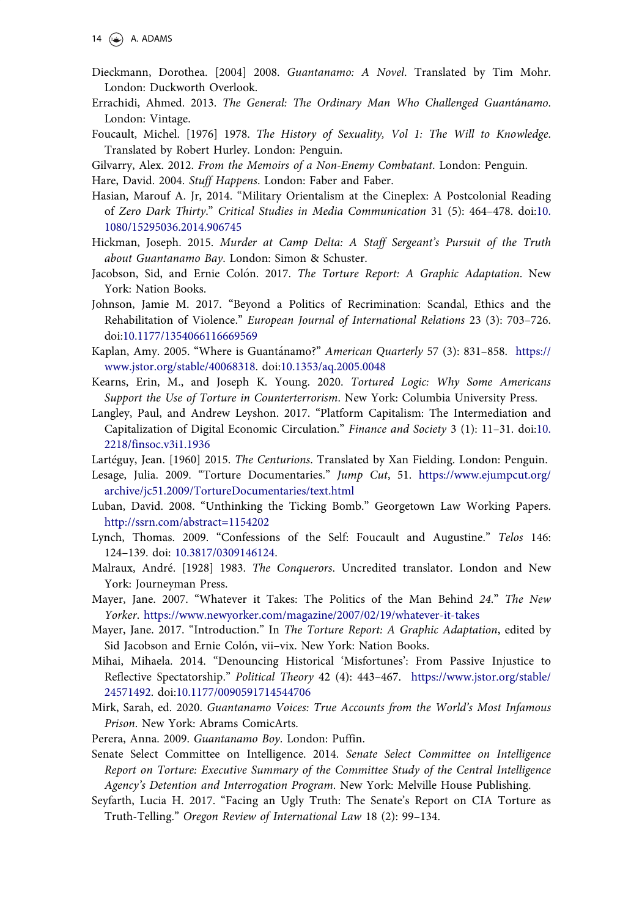Dieckmann, Dorothea. [2004] 2008. *Guantanamo: A Novel*. Translated by Tim Mohr. London: Duckworth Overlook.

Errachidi, Ahmed. 2013. *The General: The Ordinary Man Who Challenged Guantánamo*. London: Vintage.

Foucault, Michel. [1976] 1978. *The History of Sexuality, Vol 1: The Will to Knowledge*. Translated by Robert Hurley. London: Penguin.

Gilvarry, Alex. 2012. *From the Memoirs of a Non-Enemy Combatant*. London: Penguin.

Hare, David. 2004. *Stuff Happens*. London: Faber and Faber.

Hasian, Marouf A. Jr, 2014. "Military Orientalism at the Cineplex: A Postcolonial Reading of *Zero Dark Thirty*." *Critical Studies in Media Communication* 31 (5): 464–478. doi:10.1080/15295036.2014.906745

Hickman, Joseph. 2015. *Murder at Camp Delta: A Staff Sergeant's Pursuit of the Truth about Guantanamo Bay*. London: Simon & Schuster.

Jacobson, Sid, and Ernie Colón. 2017. *The Torture Report: A Graphic Adaptation*. New York: Nation Books.

Johnson, Jamie M. 2017. "Beyond a Politics of Recrimination: Scandal, Ethics and the Rehabilitation of Violence." *European Journal of International Relations* 23 (3): 703–726. doi:10.1177/1354066116669569

Kaplan, Amy. 2005. "Where is Guantánamo?" *American Quarterly* 57 (3): 831–858. https://www.jstor.org/stable/40068318. doi:10.1353/aq.2005.0048

Kearns, Erin, M., and Joseph K. Young. 2020. *Tortured Logic: Why Some Americans Support the Use of Torture in Counterterrorism*. New York: Columbia University Press.

Langley, Paul, and Andrew Leyshon. 2017. "Platform Capitalism: The Intermediation and Capitalization of Digital Economic Circulation." *Finance and Society* 3 (1): 11–31. doi:10.2218/finsoc.v3i1.1936

Lartéguy, Jean. [1960] 2015. *The Centurions*. Translated by Xan Fielding. London: Penguin.

Lesage, Julia. 2009. "Torture Documentaries." *Jump Cut*, 51. https://www.ejumpcut.org/archive/jc51.2009/TortureDocumentaries/text.html

Luban, David. 2008. "Unthinking the Ticking Bomb." Georgetown Law Working Papers. http://ssrn.com/abstract=1154202

Lynch, Thomas. 2009. "Confessions of the Self: Foucault and Augustine." *Telos* 146: 124–139. doi: 10.3817/0309146124.

Malraux, André. [1928] 1983. *The Conquerors*. Uncredited translator. London and New York: Journeyman Press.

Mayer, Jane. 2007. "Whatever it Takes: The Politics of the Man Behind *24*." *The New Yorker*. https://www.newyorker.com/magazine/2007/02/19/whatever-it-takes

Mayer, Jane. 2017. "Introduction." In *The Torture Report: A Graphic Adaptation*, edited by Sid Jacobson and Ernie Colón, vii–vix. New York: Nation Books.

Mihai, Mihaela. 2014. "Denouncing Historical 'Misfortunes': From Passive Injustice to Reflective Spectatorship." *Political Theory* 42 (4): 443–467. https://www.jstor.org/stable/24571492. doi:10.1177/0090591714544706

Mirk, Sarah, ed. 2020. *Guantanamo Voices: True Accounts from the World's Most Infamous Prison*. New York: Abrams ComicArts.

Perera, Anna. 2009. *Guantanamo Boy*. London: Puffin.

Senate Select Committee on Intelligence. 2014. *Senate Select Committee on Intelligence Report on Torture: Executive Summary of the Committee Study of the Central Intelligence Agency's Detention and Interrogation Program*. New York: Melville House Publishing.

Seyfarth, Lucia H. 2017. "Facing an Ugly Truth: The Senate's Report on CIA Torture as Truth-Telling." *Oregon Review of International Law* 18 (2): 99–134.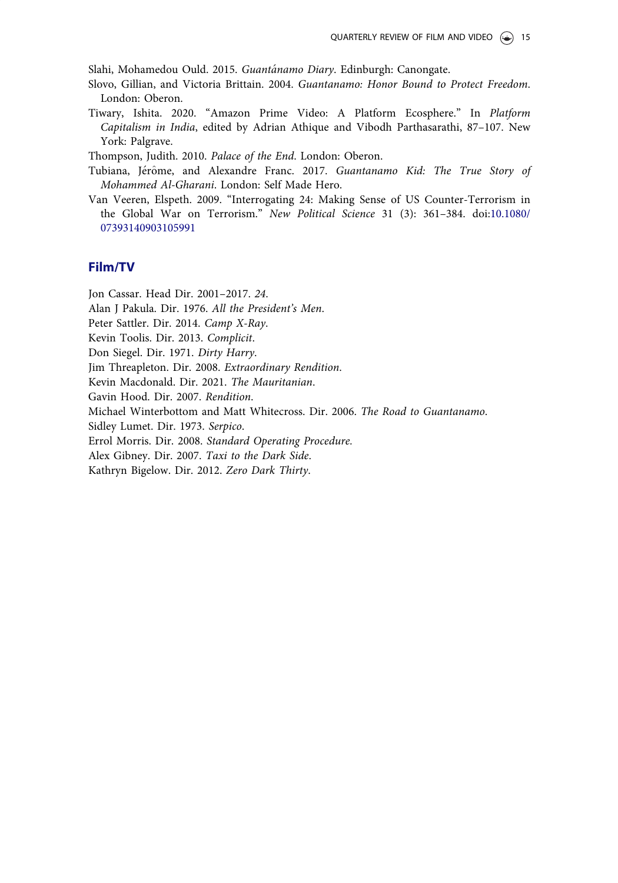Slahi, Mohamedou Ould. 2015. *Guantánamo Diary*. Edinburgh: Canongate.

Slovo, Gillian, and Victoria Brittain. 2004. *Guantanamo: Honor Bound to Protect Freedom*. London: Oberon.

Tiwary, Ishita. 2020. "Amazon Prime Video: A Platform Ecosphere." In *Platform Capitalism in India*, edited by Adrian Athique and Vibodh Parthasarathi, 87–107. New York: Palgrave.

Thompson, Judith. 2010. *Palace of the End*. London: Oberon.

Tubiana, Jérôme, and Alexandre Franc. 2017. *Guantanamo Kid: The True Story of Mohammed Al-Gharani*. London: Self Made Hero.

Van Veeren, Elspeth. 2009. "Interrogating 24: Making Sense of US Counter-Terrorism in the Global War on Terrorism." *New Political Science* 31 (3): 361–384. doi:10.1080/07393140903105991

## Film/TV

Jon Cassar. Head Dir. 2001–2017. *24*.

Alan J Pakula. Dir. 1976. *All the President's Men*.

Peter Sattler. Dir. 2014. *Camp X-Ray*.

Kevin Toolis. Dir. 2013. *Complicit*.

Don Siegel. Dir. 1971. *Dirty Harry*.

Jim Threapleton. Dir. 2008. *Extraordinary Rendition*.

Kevin Macdonald. Dir. 2021. *The Mauritanian*.

Gavin Hood. Dir. 2007. *Rendition*.

Michael Winterbottom and Matt Whitecross. Dir. 2006. *The Road to Guantanamo*.

Sidley Lumet. Dir. 1973. *Serpico*.

Errol Morris. Dir. 2008. *Standard Operating Procedure*.

Alex Gibney. Dir. 2007. *Taxi to the Dark Side*.

Kathryn Bigelow. Dir. 2012. *Zero Dark Thirty*.